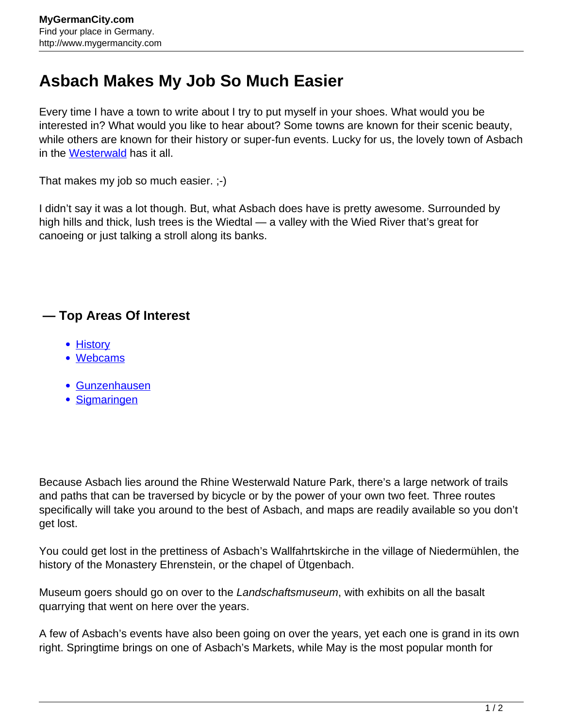# Asbach Makes My Job So Much Easier

Every time I have a town to write about I try to put myself in your shoes. What would you be interested in? What would you like to hear about? Some towns are known for their scenic beauty, while others are known for their history or super-fun events. Lucky for us, the lovely town of Asbach in the Westerwald has it all.

That makes my job so much easier. ;-)

I didn't say it was a lot though. But, what Asbach does have is pretty awesome. Surrounded by high hills and thick, lush trees is the Wiedtal — a valley with the Wied River that's great for canoeing or just talking a stroll along its banks.

### — Top Areas Of Interest

- History
- Webcams

- Gunzenhausen
- Sigmaringen

Because Asbach lies around the Rhine Westerwald Nature Park, there's a large network of trails and paths that can be traversed by bicycle or by the power of your own two feet. Three routes specifically will take you around to the best of Asbach, and maps are readily available so you don't get lost.

You could get lost in the prettiness of Asbach's Wallfahrtskirche in the village of Niedermühlen, the history of the Monastery Ehrenstein, or the chapel of Ütgenbach.

Museum goers should go on over to the *Landschaftsmuseum*, with exhibits on all the basalt quarrying that went on here over the years.

A few of Asbach's events have also been going on over the years, yet each one is grand in its own right. Springtime brings on one of Asbach's Markets, while May is the most popular month for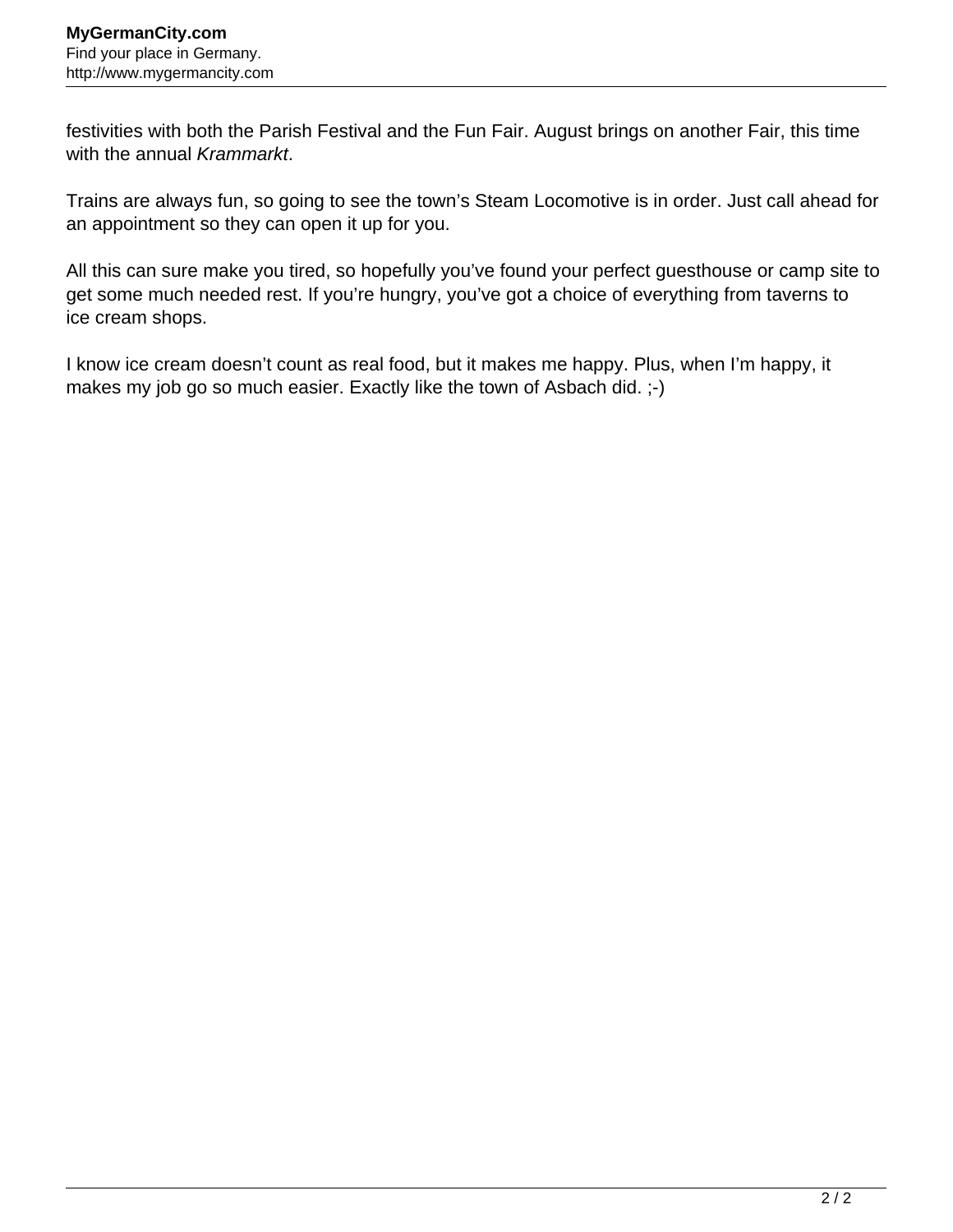festivities with both the Parish Festival and the Fun Fair. August brings on another Fair, this time with the annual *Krammarkt*.

Trains are always fun, so going to see the town's Steam Locomotive is in order. Just call ahead for an appointment so they can open it up for you.

All this can sure make you tired, so hopefully you've found your perfect guesthouse or camp site to get some much needed rest. If you're hungry, you've got a choice of everything from taverns to ice cream shops.

I know ice cream doesn't count as real food, but it makes me happy. Plus, when I'm happy, it makes my job go so much easier. Exactly like the town of Asbach did. ;-)